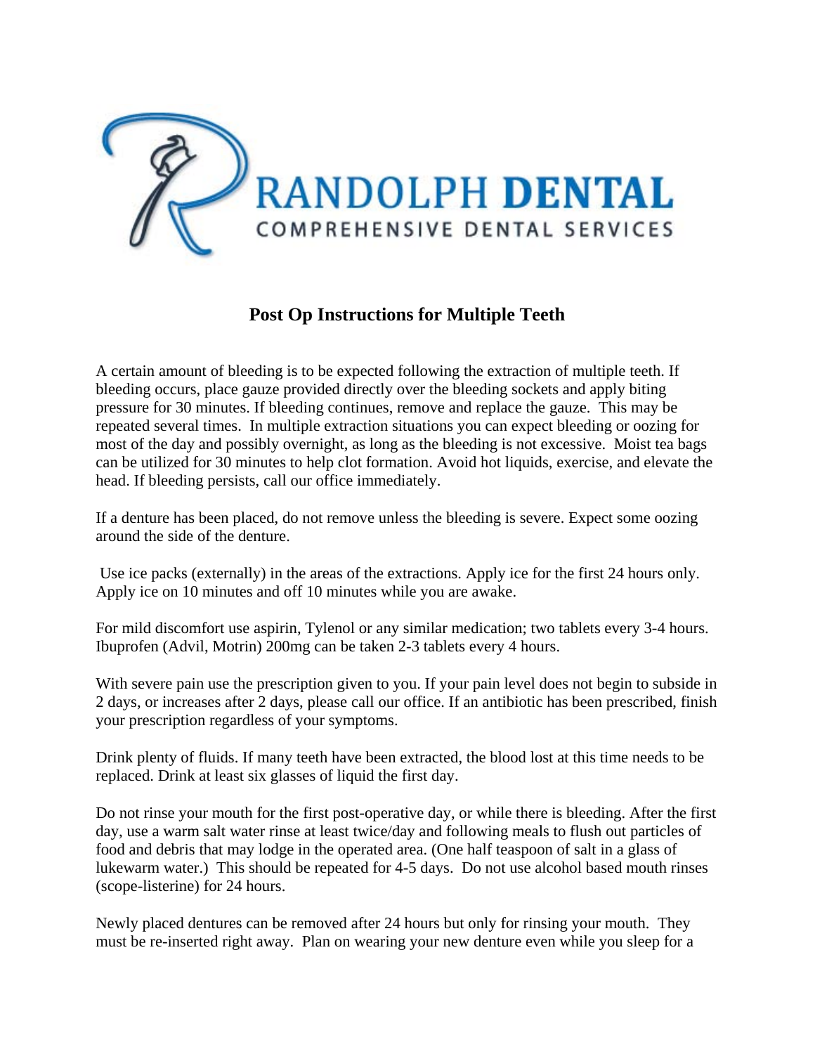RANDOLPH **DENTAL**
COMPREHENSIVE DENTAL SERVICES

# Post Op Instructions for Multiple Teeth

A certain amount of bleeding is to be expected following the extraction of multiple teeth. If bleeding occurs, place gauze provided directly over the bleeding sockets and apply biting pressure for 30 minutes. If bleeding continues, remove and replace the gauze. This may be repeated several times. In multiple extraction situations you can expect bleeding or oozing for most of the day and possibly overnight, as long as the bleeding is not excessive. Moist tea bags can be utilized for 30 minutes to help clot formation. Avoid hot liquids, exercise, and elevate the head. If bleeding persists, call our office immediately.

If a denture has been placed, do not remove unless the bleeding is severe. Expect some oozing around the side of the denture.

Use ice packs (externally) in the areas of the extractions. Apply ice for the first 24 hours only. Apply ice on 10 minutes and off 10 minutes while you are awake.

For mild discomfort use aspirin, Tylenol or any similar medication; two tablets every 3-4 hours. Ibuprofen (Advil, Motrin) 200mg can be taken 2-3 tablets every 4 hours.

With severe pain use the prescription given to you. If your pain level does not begin to subside in 2 days, or increases after 2 days, please call our office. If an antibiotic has been prescribed, finish your prescription regardless of your symptoms.

Drink plenty of fluids. If many teeth have been extracted, the blood lost at this time needs to be replaced. Drink at least six glasses of liquid the first day.

Do not rinse your mouth for the first post-operative day, or while there is bleeding. After the first day, use a warm salt water rinse at least twice/day and following meals to flush out particles of food and debris that may lodge in the operated area. (One half teaspoon of salt in a glass of lukewarm water.) This should be repeated for 4-5 days. Do not use alcohol based mouth rinses (scope-listerine) for 24 hours.

Newly placed dentures can be removed after 24 hours but only for rinsing your mouth. They must be re-inserted right away. Plan on wearing your new denture even while you sleep for a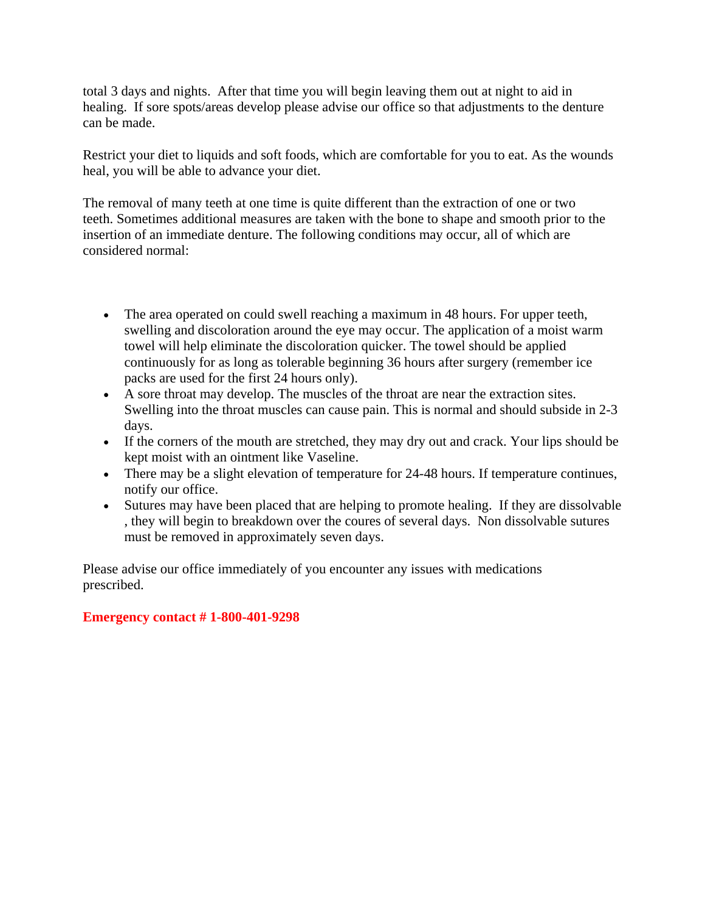total 3 days and nights. After that time you will begin leaving them out at night to aid in healing. If sore spots/areas develop please advise our office so that adjustments to the denture can be made.

Restrict your diet to liquids and soft foods, which are comfortable for you to eat. As the wounds heal, you will be able to advance your diet.

The removal of many teeth at one time is quite different than the extraction of one or two teeth. Sometimes additional measures are taken with the bone to shape and smooth prior to the insertion of an immediate denture. The following conditions may occur, all of which are considered normal:

- The area operated on could swell reaching a maximum in 48 hours. For upper teeth, swelling and discoloration around the eye may occur. The application of a moist warm towel will help eliminate the discoloration quicker. The towel should be applied continuously for as long as tolerable beginning 36 hours after surgery (remember ice packs are used for the first 24 hours only).
- A sore throat may develop. The muscles of the throat are near the extraction sites. Swelling into the throat muscles can cause pain. This is normal and should subside in 2-3 days.
- If the corners of the mouth are stretched, they may dry out and crack. Your lips should be kept moist with an ointment like Vaseline.
- There may be a slight elevation of temperature for 24-48 hours. If temperature continues, notify our office.
- Sutures may have been placed that are helping to promote healing. If they are dissolvable , they will begin to breakdown over the coures of several days. Non dissolvable sutures must be removed in approximately seven days.

Please advise our office immediately of you encounter any issues with medications prescribed.

**Emergency contact # 1-800-401-9298**